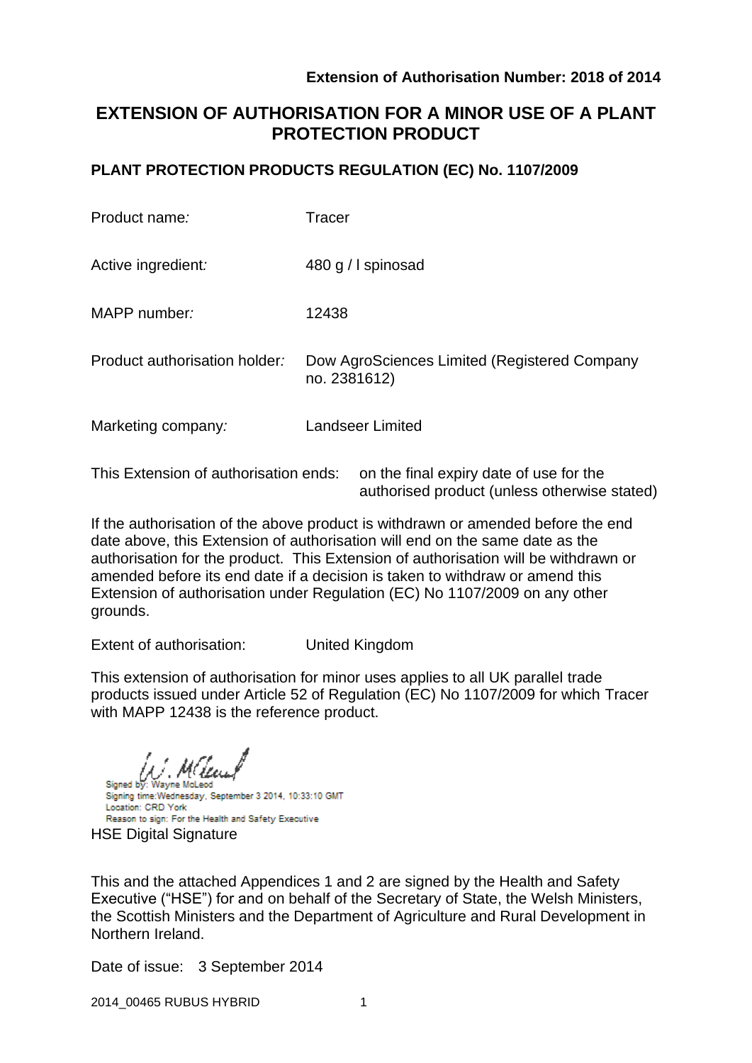**Extension of Authorisation Number: 2018 of 2014**

# EXTENSION OF AUTHORISATION FOR A MINOR USE OF A PLANT PROTECTION PRODUCT

## PLANT PROTECTION PRODUCTS REGULATION (EC) No. 1107/2009

| | |
|---|---|
| Product name*:* | Tracer |
| Active ingredient*:* | 480 g / l spinosad |
| MAPP number*:* | 12438 |
| Product authorisation holder*:* | Dow AgroSciences Limited (Registered Company no. 2381612) |
| Marketing company*:* | Landseer Limited |

This Extension of authorisation ends: on the final expiry date of use for the authorised product (unless otherwise stated)

If the authorisation of the above product is withdrawn or amended before the end date above, this Extension of authorisation will end on the same date as the authorisation for the product. This Extension of authorisation will be withdrawn or amended before its end date if a decision is taken to withdraw or amend this Extension of authorisation under Regulation (EC) No 1107/2009 on any other grounds.

Extent of authorisation: United Kingdom

This extension of authorisation for minor uses applies to all UK parallel trade products issued under Article 52 of Regulation (EC) No 1107/2009 for which Tracer with MAPP 12438 is the reference product.

Signed by: Wayne McLeod
Signing time:Wednesday, September 3 2014, 10:33:10 GMT
Location: CRD York
Reason to sign: For the Health and Safety Executive

HSE Digital Signature

This and the attached Appendices 1 and 2 are signed by the Health and Safety Executive ("HSE") for and on behalf of the Secretary of State, the Welsh Ministers, the Scottish Ministers and the Department of Agriculture and Rural Development in Northern Ireland.

Date of issue: 3 September 2014

2014_00465 RUBUS HYBRID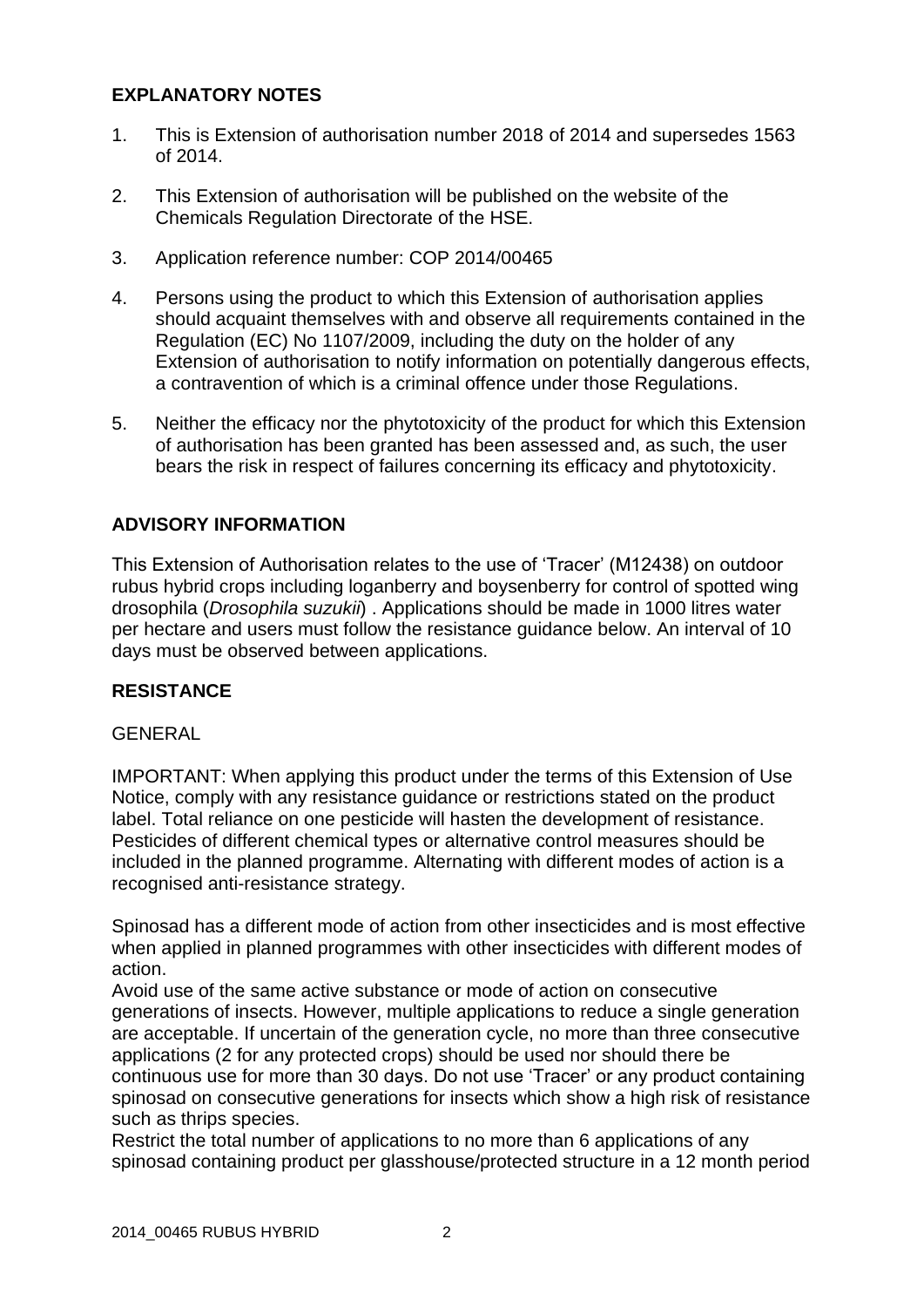## EXPLANATORY NOTES

1. This is Extension of authorisation number 2018 of 2014 and supersedes 1563 of 2014.
2. This Extension of authorisation will be published on the website of the Chemicals Regulation Directorate of the HSE.
3. Application reference number: COP 2014/00465
4. Persons using the product to which this Extension of authorisation applies should acquaint themselves with and observe all requirements contained in the Regulation (EC) No 1107/2009, including the duty on the holder of any Extension of authorisation to notify information on potentially dangerous effects, a contravention of which is a criminal offence under those Regulations.
5. Neither the efficacy nor the phytotoxicity of the product for which this Extension of authorisation has been granted has been assessed and, as such, the user bears the risk in respect of failures concerning its efficacy and phytotoxicity.

## ADVISORY INFORMATION

This Extension of Authorisation relates to the use of 'Tracer' (M12438) on outdoor rubus hybrid crops including loganberry and boysenberry for control of spotted wing drosophila (*Drosophila suzukii*) . Applications should be made in 1000 litres water per hectare and users must follow the resistance guidance below. An interval of 10 days must be observed between applications.

## RESISTANCE

GENERAL

IMPORTANT: When applying this product under the terms of this Extension of Use Notice, comply with any resistance guidance or restrictions stated on the product label. Total reliance on one pesticide will hasten the development of resistance. Pesticides of different chemical types or alternative control measures should be included in the planned programme. Alternating with different modes of action is a recognised anti-resistance strategy.

Spinosad has a different mode of action from other insecticides and is most effective when applied in planned programmes with other insecticides with different modes of action.

Avoid use of the same active substance or mode of action on consecutive generations of insects. However, multiple applications to reduce a single generation are acceptable. If uncertain of the generation cycle, no more than three consecutive applications (2 for any protected crops) should be used nor should there be continuous use for more than 30 days. Do not use 'Tracer' or any product containing spinosad on consecutive generations for insects which show a high risk of resistance such as thrips species.

Restrict the total number of applications to no more than 6 applications of any spinosad containing product per glasshouse/protected structure in a 12 month period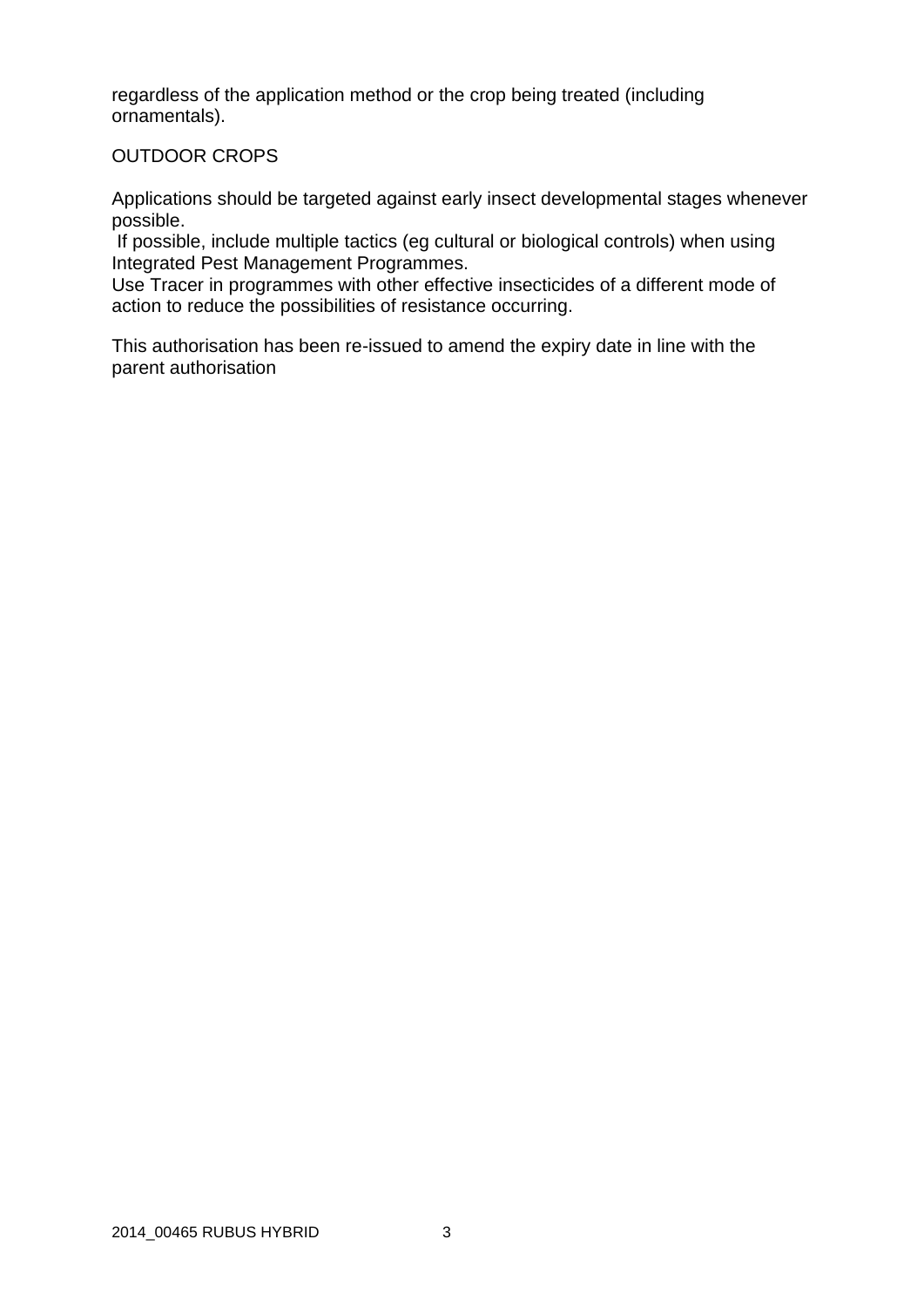regardless of the application method or the crop being treated (including ornamentals).

OUTDOOR CROPS

Applications should be targeted against early insect developmental stages whenever possible.
If possible, include multiple tactics (eg cultural or biological controls) when using Integrated Pest Management Programmes.
Use Tracer in programmes with other effective insecticides of a different mode of action to reduce the possibilities of resistance occurring.

This authorisation has been re-issued to amend the expiry date in line with the parent authorisation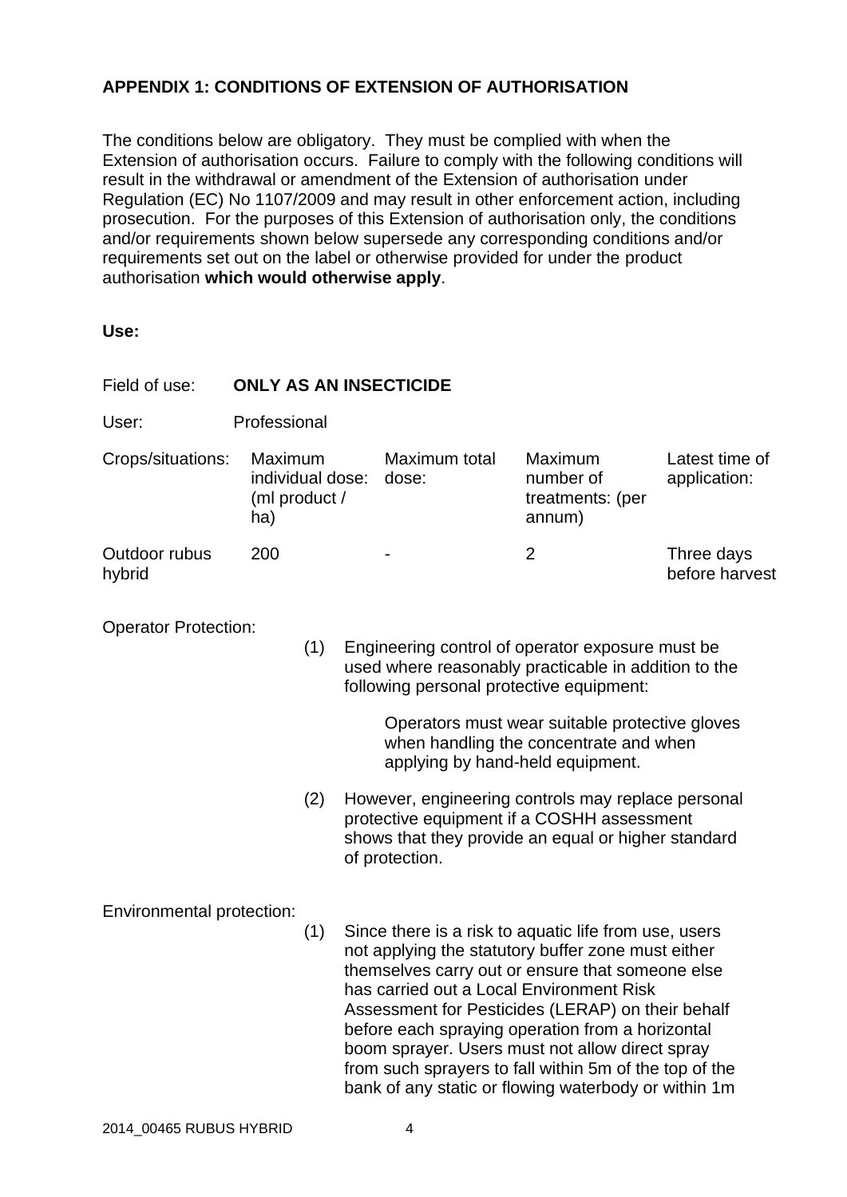## APPENDIX 1: CONDITIONS OF EXTENSION OF AUTHORISATION

The conditions below are obligatory. They must be complied with when the Extension of authorisation occurs. Failure to comply with the following conditions will result in the withdrawal or amendment of the Extension of authorisation under Regulation (EC) No 1107/2009 and may result in other enforcement action, including prosecution. For the purposes of this Extension of authorisation only, the conditions and/or requirements shown below supersede any corresponding conditions and/or requirements set out on the label or otherwise provided for under the product authorisation **which would otherwise apply**.

**Use:**

Field of use: **ONLY AS AN INSECTICIDE**

User: Professional

| Crops/situations: | Maximum individual dose: (ml product / ha) | Maximum total dose: | Maximum number of treatments: (per annum) | Latest time of application: |
|---|---|---|---|---|
| Outdoor rubus hybrid | 200 | - | 2 | Three days before harvest |

Operator Protection:

(1) Engineering control of operator exposure must be used where reasonably practicable in addition to the following personal protective equipment:

Operators must wear suitable protective gloves when handling the concentrate and when applying by hand-held equipment.

(2) However, engineering controls may replace personal protective equipment if a COSHH assessment shows that they provide an equal or higher standard of protection.

Environmental protection:

(1) Since there is a risk to aquatic life from use, users not applying the statutory buffer zone must either themselves carry out or ensure that someone else has carried out a Local Environment Risk Assessment for Pesticides (LERAP) on their behalf before each spraying operation from a horizontal boom sprayer. Users must not allow direct spray from such sprayers to fall within 5m of the top of the bank of any static or flowing waterbody or within 1m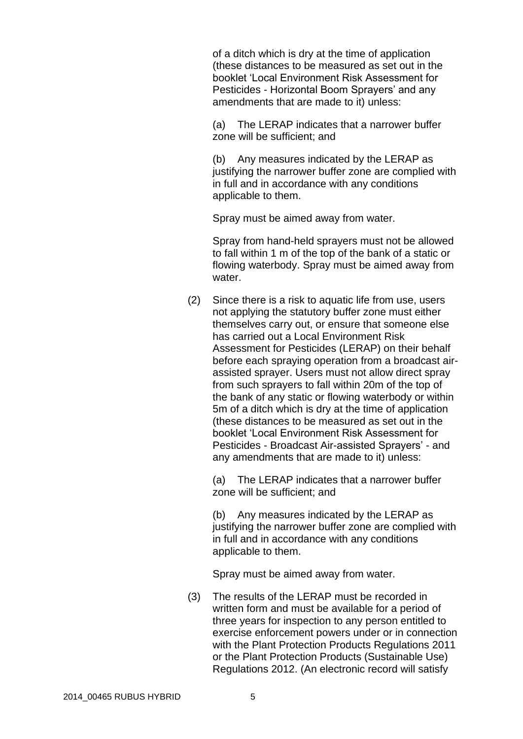of a ditch which is dry at the time of application (these distances to be measured as set out in the booklet 'Local Environment Risk Assessment for Pesticides - Horizontal Boom Sprayers' and any amendments that are made to it) unless:

(a) The LERAP indicates that a narrower buffer zone will be sufficient; and

(b) Any measures indicated by the LERAP as justifying the narrower buffer zone are complied with in full and in accordance with any conditions applicable to them.

Spray must be aimed away from water.

Spray from hand-held sprayers must not be allowed to fall within 1 m of the top of the bank of a static or flowing waterbody. Spray must be aimed away from water.

(2) Since there is a risk to aquatic life from use, users not applying the statutory buffer zone must either themselves carry out, or ensure that someone else has carried out a Local Environment Risk Assessment for Pesticides (LERAP) on their behalf before each spraying operation from a broadcast air-assisted sprayer. Users must not allow direct spray from such sprayers to fall within 20m of the top of the bank of any static or flowing waterbody or within 5m of a ditch which is dry at the time of application (these distances to be measured as set out in the booklet 'Local Environment Risk Assessment for Pesticides - Broadcast Air-assisted Sprayers' - and any amendments that are made to it) unless:

(a) The LERAP indicates that a narrower buffer zone will be sufficient; and

(b) Any measures indicated by the LERAP as justifying the narrower buffer zone are complied with in full and in accordance with any conditions applicable to them.

Spray must be aimed away from water.

(3) The results of the LERAP must be recorded in written form and must be available for a period of three years for inspection to any person entitled to exercise enforcement powers under or in connection with the Plant Protection Products Regulations 2011 or the Plant Protection Products (Sustainable Use) Regulations 2012. (An electronic record will satisfy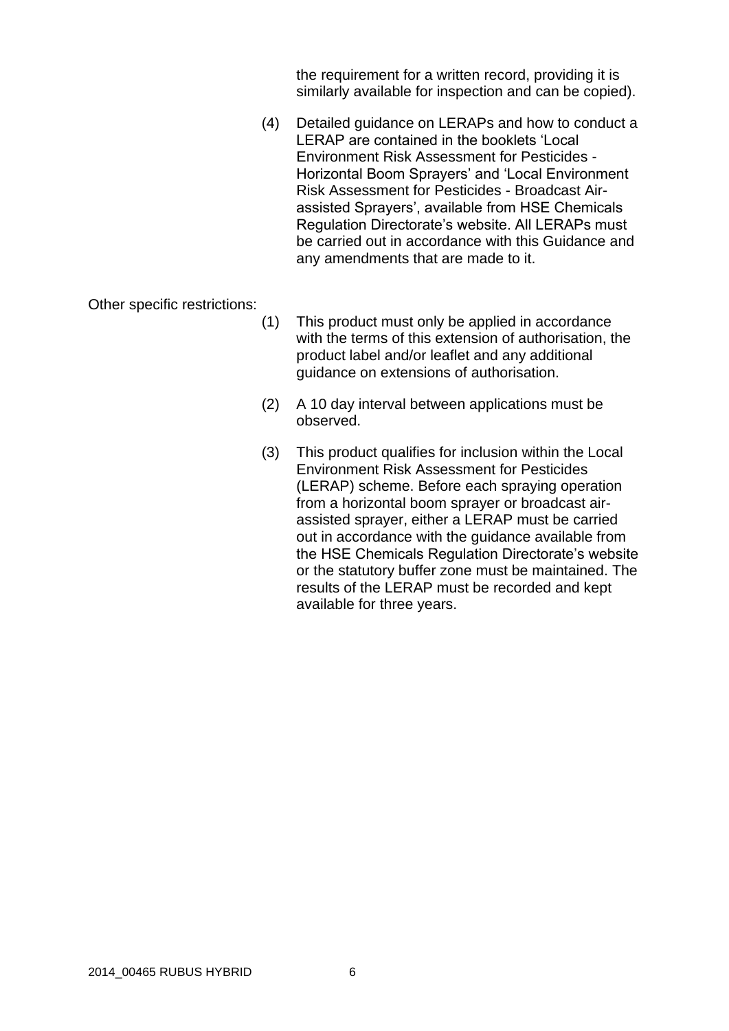the requirement for a written record, providing it is similarly available for inspection and can be copied).

(4) Detailed guidance on LERAPs and how to conduct a LERAP are contained in the booklets 'Local Environment Risk Assessment for Pesticides - Horizontal Boom Sprayers' and 'Local Environment Risk Assessment for Pesticides - Broadcast Air-assisted Sprayers', available from HSE Chemicals Regulation Directorate's website. All LERAPs must be carried out in accordance with this Guidance and any amendments that are made to it.

Other specific restrictions:

(1) This product must only be applied in accordance with the terms of this extension of authorisation, the product label and/or leaflet and any additional guidance on extensions of authorisation.

(2) A 10 day interval between applications must be observed.

(3) This product qualifies for inclusion within the Local Environment Risk Assessment for Pesticides (LERAP) scheme. Before each spraying operation from a horizontal boom sprayer or broadcast air-assisted sprayer, either a LERAP must be carried out in accordance with the guidance available from the HSE Chemicals Regulation Directorate's website or the statutory buffer zone must be maintained. The results of the LERAP must be recorded and kept available for three years.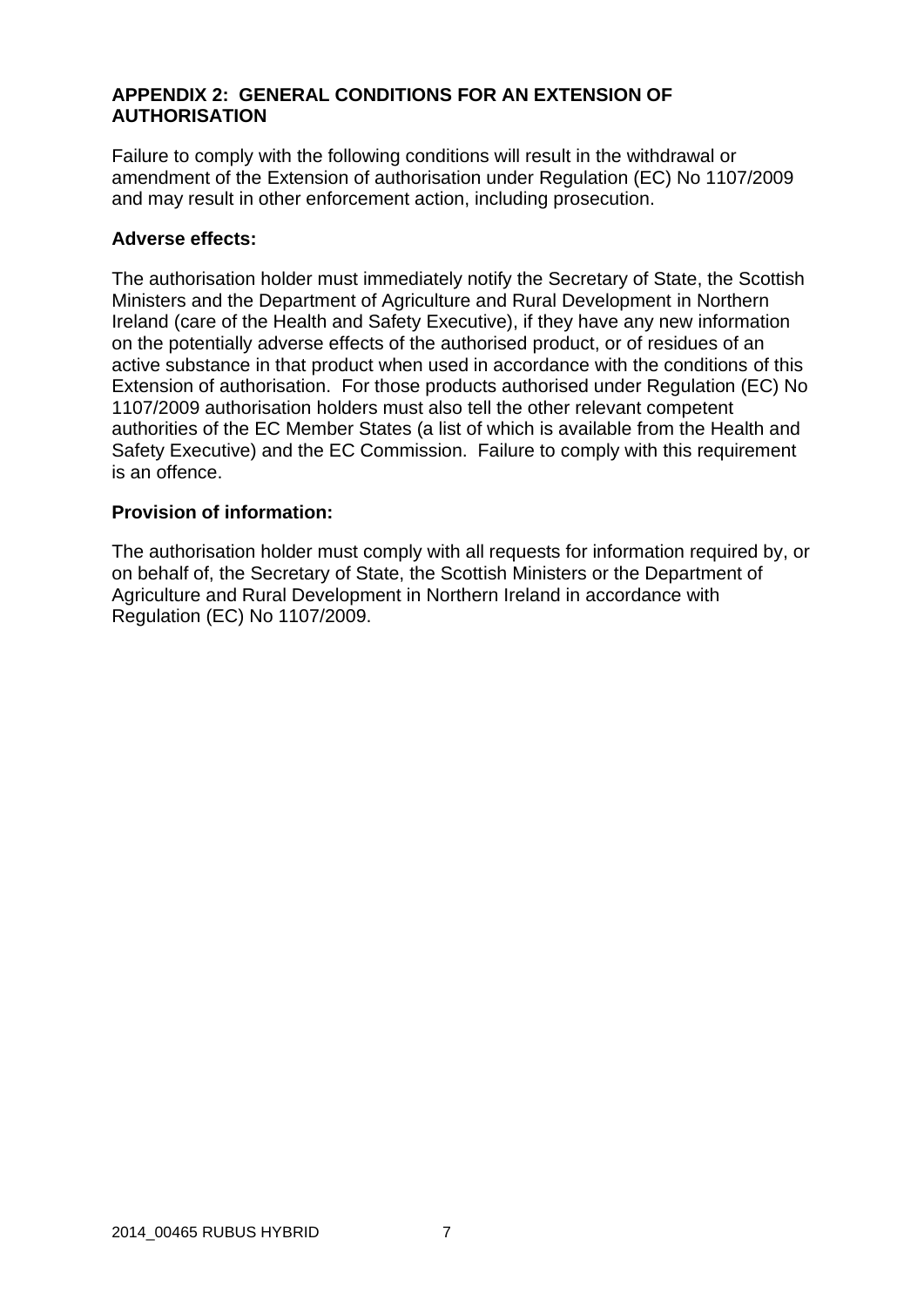## APPENDIX 2: GENERAL CONDITIONS FOR AN EXTENSION OF AUTHORISATION

Failure to comply with the following conditions will result in the withdrawal or amendment of the Extension of authorisation under Regulation (EC) No 1107/2009 and may result in other enforcement action, including prosecution.

**Adverse effects:**

The authorisation holder must immediately notify the Secretary of State, the Scottish Ministers and the Department of Agriculture and Rural Development in Northern Ireland (care of the Health and Safety Executive), if they have any new information on the potentially adverse effects of the authorised product, or of residues of an active substance in that product when used in accordance with the conditions of this Extension of authorisation. For those products authorised under Regulation (EC) No 1107/2009 authorisation holders must also tell the other relevant competent authorities of the EC Member States (a list of which is available from the Health and Safety Executive) and the EC Commission. Failure to comply with this requirement is an offence.

**Provision of information:**

The authorisation holder must comply with all requests for information required by, or on behalf of, the Secretary of State, the Scottish Ministers or the Department of Agriculture and Rural Development in Northern Ireland in accordance with Regulation (EC) No 1107/2009.